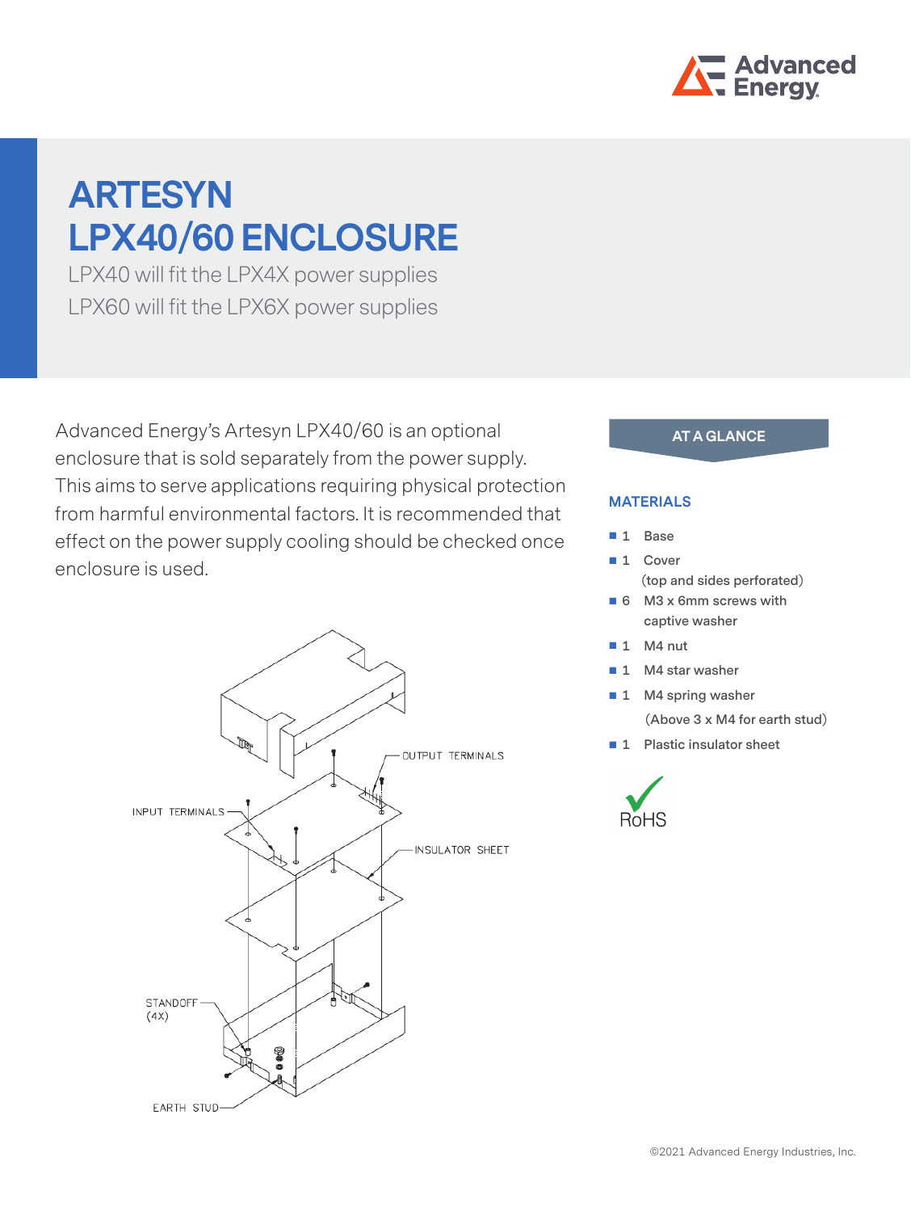# ARTESYN LPX40/60 ENCLOSURE

LPX40 will fit the LPX4X power supplies
LPX60 will fit the LPX6X power supplies

Advanced Energy's Artesyn LPX40/60 is an optional enclosure that is sold separately from the power supply. This aims to serve applications requiring physical protection from harmful environmental factors. It is recommended that effect on the power supply cooling should be checked once enclosure is used.

OUTPUT TERMINALS
INPUT TERMINALS
INSULATOR SHEET
STANDOFF (4X)
EARTH STUD

## AT A GLANCE

### MATERIALS

- 1 Base
- 1 Cover (top and sides perforated)
- 6 M3 x 6mm screws with captive washer
- 1 M4 nut
- 1 M4 star washer
- 1 M4 spring washer (Above 3 x M4 for earth stud)
- 1 Plastic insulator sheet

RoHS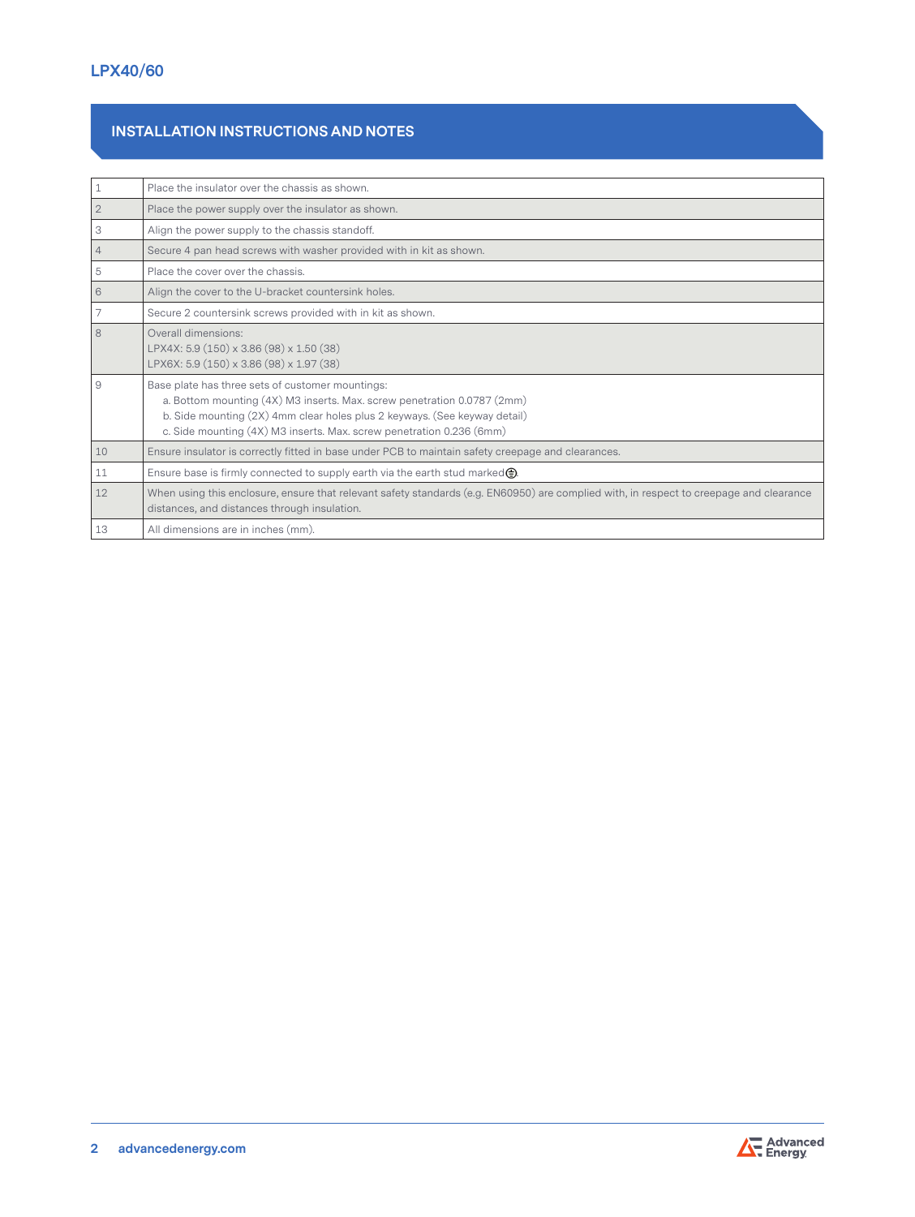## INSTALLATION INSTRUCTIONS AND NOTES

| | |
|---|---|
| 1 | Place the insulator over the chassis as shown. |
| 2 | Place the power supply over the insulator as shown. |
| 3 | Align the power supply to the chassis standoff. |
| 4 | Secure 4 pan head screws with washer provided with in kit as shown. |
| 5 | Place the cover over the chassis. |
| 6 | Align the cover to the U-bracket countersink holes. |
| 7 | Secure 2 countersink screws provided with in kit as shown. |
| 8 | Overall dimensions:<br>LPX4X: 5.9 (150) x 3.86 (98) x 1.50 (38)<br>LPX6X: 5.9 (150) x 3.86 (98) x 1.97 (38) |
| 9 | Base plate has three sets of customer mountings:<br>a. Bottom mounting (4X) M3 inserts. Max. screw penetration 0.0787 (2mm)<br>b. Side mounting (2X) 4mm clear holes plus 2 keyways. (See keyway detail)<br>c. Side mounting (4X) M3 inserts. Max. screw penetration 0.236 (6mm) |
| 10 | Ensure insulator is correctly fitted in base under PCB to maintain safety creepage and clearances. |
| 11 | Ensure base is firmly connected to supply earth via the earth stud marked ⏚. |
| 12 | When using this enclosure, ensure that relevant safety standards (e.g. EN60950) are complied with, in respect to creepage and clearance distances, and distances through insulation. |
| 13 | All dimensions are in inches (mm). |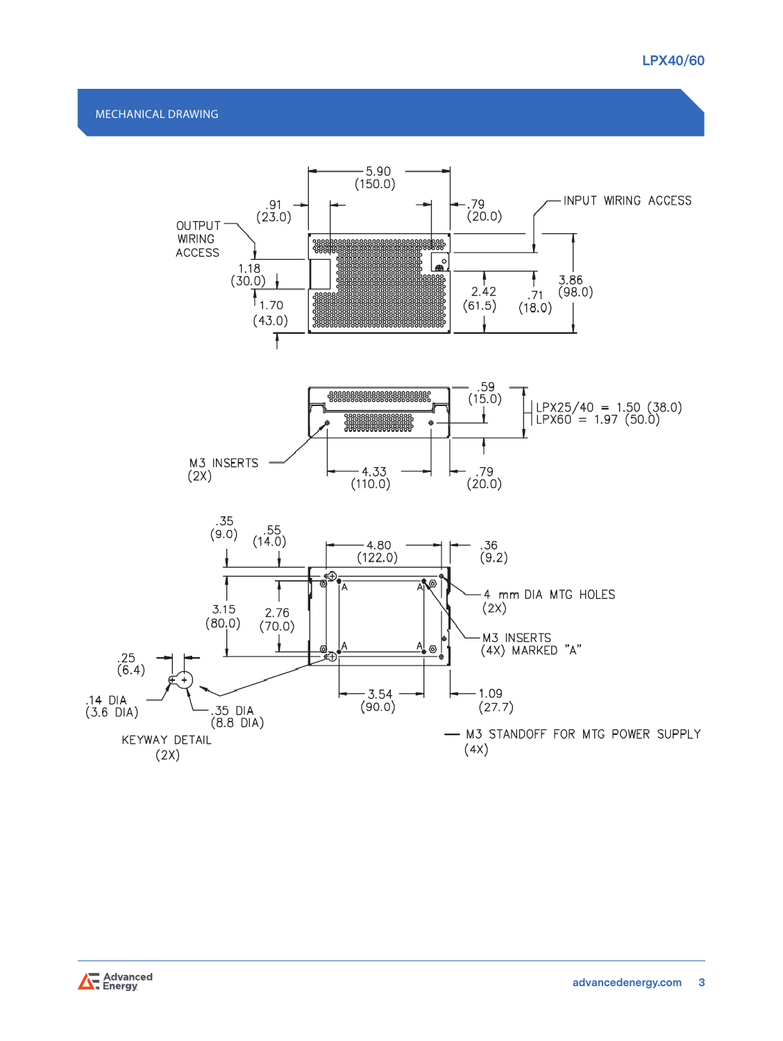## MECHANICAL DRAWING

5.90 (150.0)

.91 (23.0)

.79 (20.0)

INPUT WIRING ACCESS

OUTPUT WIRING ACCESS

1.18 (30.0)

1.70 (43.0)

2.42 (61.5)

.71 (18.0)

3.86 (98.0)

.59 (15.0)

LPX25/40 = 1.50 (38.0)
LPX60 = 1.97 (50.0)

M3 INSERTS (2X)

4.33 (110.0)

.79 (20.0)

.35 (9.0)

.55 (14.0)

4.80 (122.0)

.36 (9.2)

4 mm DIA MTG HOLES (2X)

M3 INSERTS (4X) MARKED "A"

3.15 (80.0)

2.76 (70.0)

.25 (6.4)

.14 DIA (3.6 DIA)

.35 DIA (8.8 DIA)

KEYWAY DETAIL (2X)

3.54 (90.0)

1.09 (27.7)

M3 STANDOFF FOR MTG POWER SUPPLY (4X)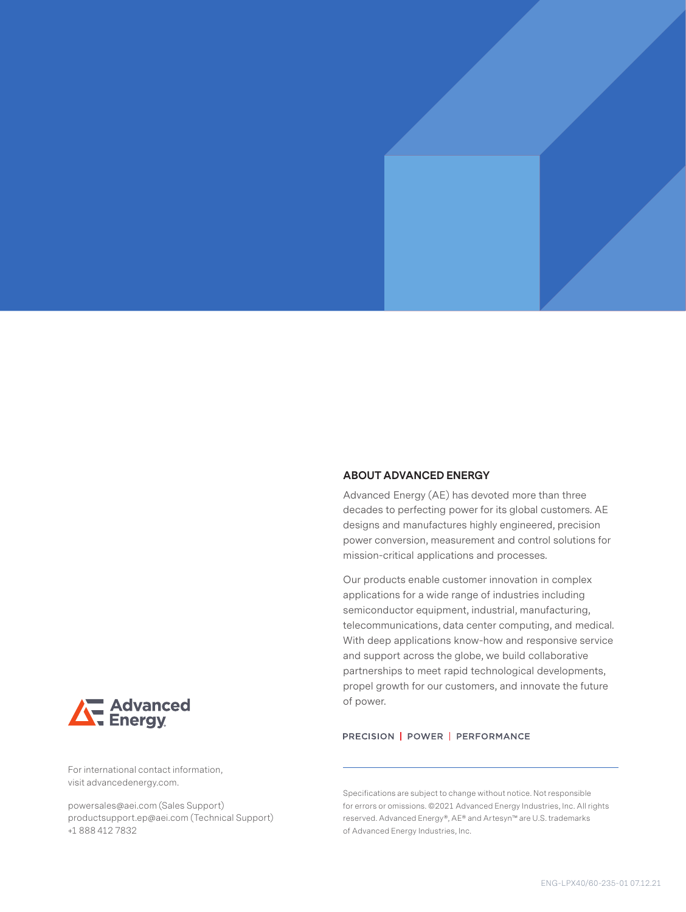## ABOUT ADVANCED ENERGY

Advanced Energy (AE) has devoted more than three decades to perfecting power for its global customers. AE designs and manufactures highly engineered, precision power conversion, measurement and control solutions for mission-critical applications and processes.

Our products enable customer innovation in complex applications for a wide range of industries including semiconductor equipment, industrial, manufacturing, telecommunications, data center computing, and medical. With deep applications know-how and responsive service and support across the globe, we build collaborative partnerships to meet rapid technological developments, propel growth for our customers, and innovate the future of power.

PRECISION | POWER | PERFORMANCE

Advanced Energy

For international contact information, visit advancedenergy.com.

powersales@aei.com (Sales Support)
productsupport.ep@aei.com (Technical Support)
+1 888 412 7832

Specifications are subject to change without notice. Not responsible for errors or omissions. ©2021 Advanced Energy Industries, Inc. All rights reserved. Advanced Energy®, AE® and Artesyn™ are U.S. trademarks of Advanced Energy Industries, Inc.

ENG-LPX40/60-235-01 07.12.21